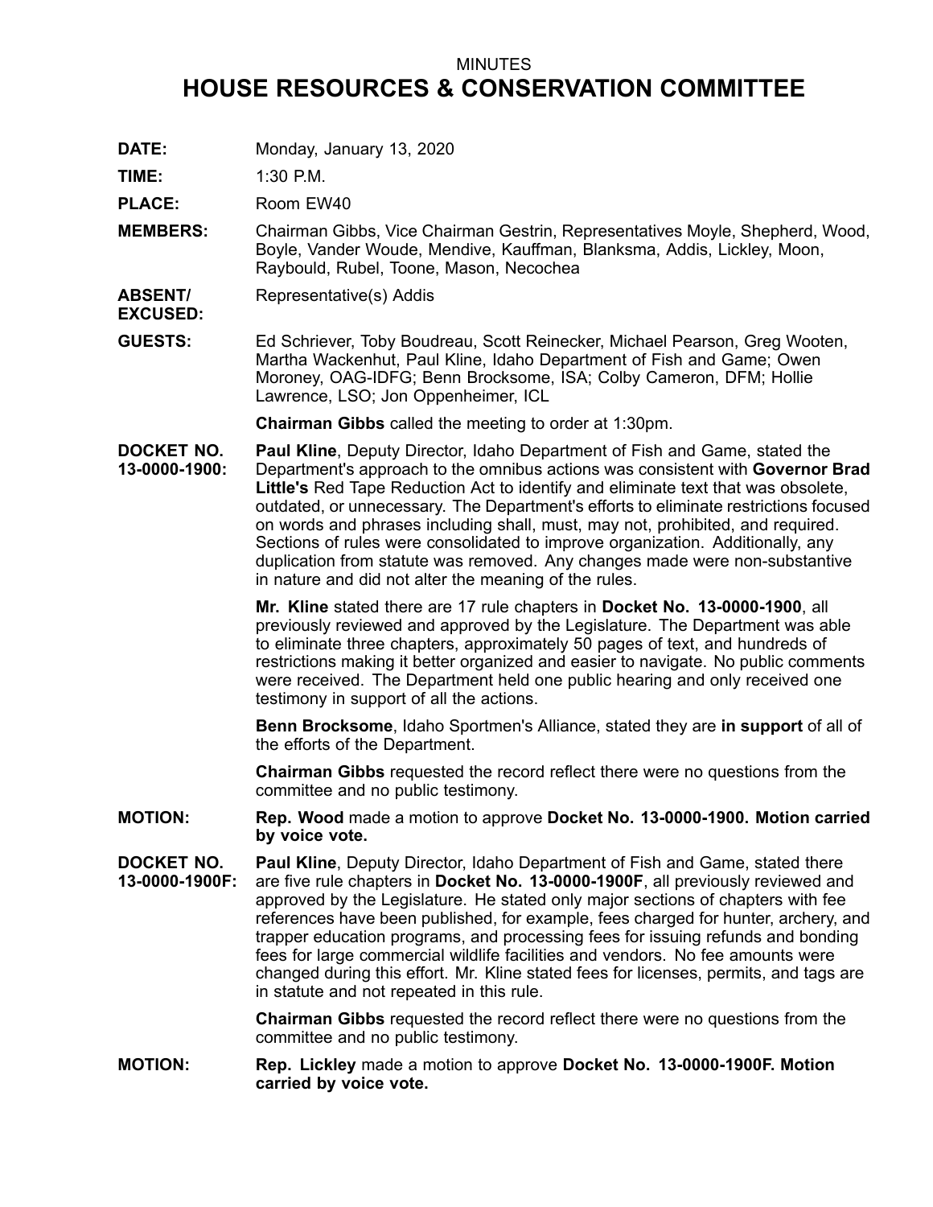MINUTES

# HOUSE RESOURCES & CONSERVATION COMMITTEE

**DATE:** Monday, January 13, 2020

**TIME:** 1:30 P.M.

**PLACE:** Room EW40

**MEMBERS:** Chairman Gibbs, Vice Chairman Gestrin, Representatives Moyle, Shepherd, Wood, Boyle, Vander Woude, Mendive, Kauffman, Blanksma, Addis, Lickley, Moon, Raybould, Rubel, Toone, Mason, Necochea

**ABSENT/ EXCUSED:** Representative(s) Addis

**GUESTS:** Ed Schriever, Toby Boudreau, Scott Reinecker, Michael Pearson, Greg Wooten, Martha Wackenhut, Paul Kline, Idaho Department of Fish and Game; Owen Moroney, OAG-IDFG; Benn Brocksome, ISA; Colby Cameron, DFM; Hollie Lawrence, LSO; Jon Oppenheimer, ICL

**Chairman Gibbs** called the meeting to order at 1:30pm.

**DOCKET NO. 13-0000-1900:** **Paul Kline**, Deputy Director, Idaho Department of Fish and Game, stated the Department's approach to the omnibus actions was consistent with **Governor Brad Little's** Red Tape Reduction Act to identify and eliminate text that was obsolete, outdated, or unnecessary. The Department's efforts to eliminate restrictions focused on words and phrases including shall, must, may not, prohibited, and required. Sections of rules were consolidated to improve organization. Additionally, any duplication from statute was removed. Any changes made were non-substantive in nature and did not alter the meaning of the rules.

**Mr. Kline** stated there are 17 rule chapters in **Docket No. 13-0000-1900**, all previously reviewed and approved by the Legislature. The Department was able to eliminate three chapters, approximately 50 pages of text, and hundreds of restrictions making it better organized and easier to navigate. No public comments were received. The Department held one public hearing and only received one testimony in support of all the actions.

**Benn Brocksome**, Idaho Sportmen's Alliance, stated they are **in support** of all of the efforts of the Department.

**Chairman Gibbs** requested the record reflect there were no questions from the committee and no public testimony.

**MOTION:** **Rep. Wood** made a motion to approve **Docket No. 13-0000-1900. Motion carried by voice vote.**

**DOCKET NO. 13-0000-1900F:** **Paul Kline**, Deputy Director, Idaho Department of Fish and Game, stated there are five rule chapters in **Docket No. 13-0000-1900F**, all previously reviewed and approved by the Legislature. He stated only major sections of chapters with fee references have been published, for example, fees charged for hunter, archery, and trapper education programs, and processing fees for issuing refunds and bonding fees for large commercial wildlife facilities and vendors. No fee amounts were changed during this effort. Mr. Kline stated fees for licenses, permits, and tags are in statute and not repeated in this rule.

**Chairman Gibbs** requested the record reflect there were no questions from the committee and no public testimony.

**MOTION:** **Rep. Lickley** made a motion to approve **Docket No. 13-0000-1900F. Motion carried by voice vote.**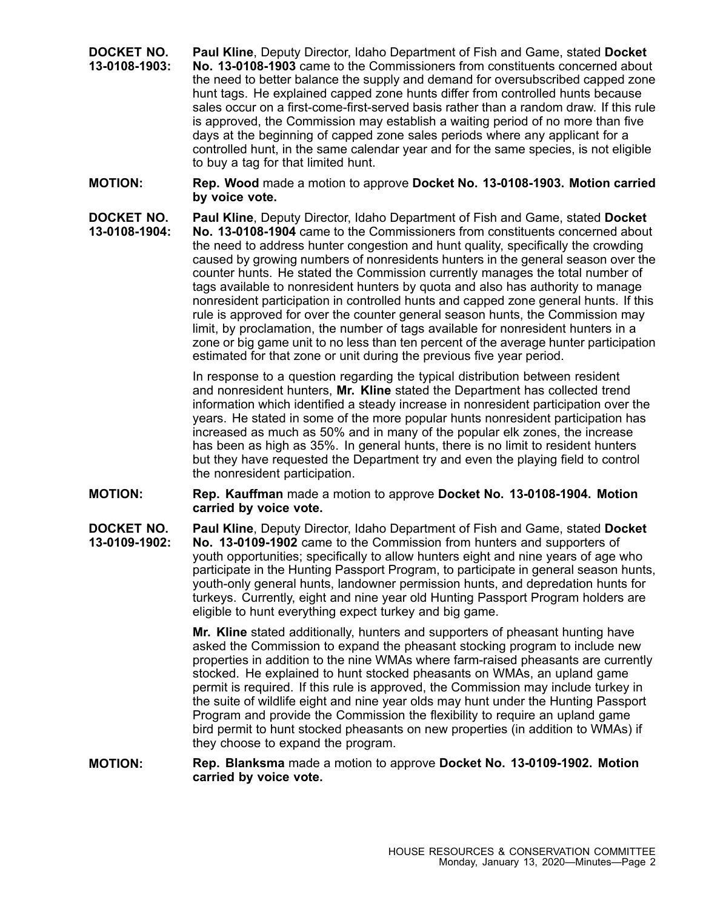**DOCKET NO. 13-0108-1903:** **Paul Kline**, Deputy Director, Idaho Department of Fish and Game, stated **Docket No. 13-0108-1903** came to the Commissioners from constituents concerned about the need to better balance the supply and demand for oversubscribed capped zone hunt tags. He explained capped zone hunts differ from controlled hunts because sales occur on a first-come-first-served basis rather than a random draw. If this rule is approved, the Commission may establish a waiting period of no more than five days at the beginning of capped zone sales periods where any applicant for a controlled hunt, in the same calendar year and for the same species, is not eligible to buy a tag for that limited hunt.

**MOTION:** **Rep. Wood** made a motion to approve **Docket No. 13-0108-1903. Motion carried by voice vote.**

**DOCKET NO. 13-0108-1904:** **Paul Kline**, Deputy Director, Idaho Department of Fish and Game, stated **Docket No. 13-0108-1904** came to the Commissioners from constituents concerned about the need to address hunter congestion and hunt quality, specifically the crowding caused by growing numbers of nonresidents hunters in the general season over the counter hunts. He stated the Commission currently manages the total number of tags available to nonresident hunters by quota and also has authority to manage nonresident participation in controlled hunts and capped zone general hunts. If this rule is approved for over the counter general season hunts, the Commission may limit, by proclamation, the number of tags available for nonresident hunters in a zone or big game unit to no less than ten percent of the average hunter participation estimated for that zone or unit during the previous five year period.

In response to a question regarding the typical distribution between resident and nonresident hunters, **Mr. Kline** stated the Department has collected trend information which identified a steady increase in nonresident participation over the years. He stated in some of the more popular hunts nonresident participation has increased as much as 50% and in many of the popular elk zones, the increase has been as high as 35%. In general hunts, there is no limit to resident hunters but they have requested the Department try and even the playing field to control the nonresident participation.

**MOTION:** **Rep. Kauffman** made a motion to approve **Docket No. 13-0108-1904. Motion carried by voice vote.**

**DOCKET NO. 13-0109-1902:** **Paul Kline**, Deputy Director, Idaho Department of Fish and Game, stated **Docket No. 13-0109-1902** came to the Commission from hunters and supporters of youth opportunities; specifically to allow hunters eight and nine years of age who participate in the Hunting Passport Program, to participate in general season hunts, youth-only general hunts, landowner permission hunts, and depredation hunts for turkeys. Currently, eight and nine year old Hunting Passport Program holders are eligible to hunt everything expect turkey and big game.

**Mr. Kline** stated additionally, hunters and supporters of pheasant hunting have asked the Commission to expand the pheasant stocking program to include new properties in addition to the nine WMAs where farm-raised pheasants are currently stocked. He explained to hunt stocked pheasants on WMAs, an upland game permit is required. If this rule is approved, the Commission may include turkey in the suite of wildlife eight and nine year olds may hunt under the Hunting Passport Program and provide the Commission the flexibility to require an upland game bird permit to hunt stocked pheasants on new properties (in addition to WMAs) if they choose to expand the program.

**MOTION:** **Rep. Blanksma** made a motion to approve **Docket No. 13-0109-1902. Motion carried by voice vote.**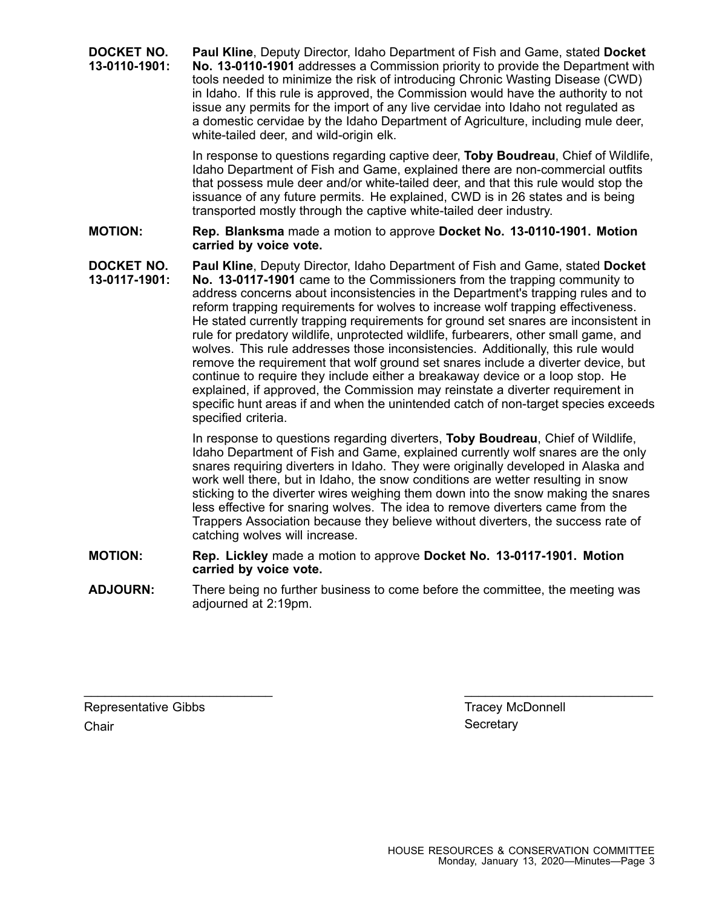**DOCKET NO. 13-0110-1901:** **Paul Kline**, Deputy Director, Idaho Department of Fish and Game, stated **Docket No. 13-0110-1901** addresses a Commission priority to provide the Department with tools needed to minimize the risk of introducing Chronic Wasting Disease (CWD) in Idaho. If this rule is approved, the Commission would have the authority to not issue any permits for the import of any live cervidae into Idaho not regulated as a domestic cervidae by the Idaho Department of Agriculture, including mule deer, white-tailed deer, and wild-origin elk.

In response to questions regarding captive deer, **Toby Boudreau**, Chief of Wildlife, Idaho Department of Fish and Game, explained there are non-commercial outfits that possess mule deer and/or white-tailed deer, and that this rule would stop the issuance of any future permits. He explained, CWD is in 26 states and is being transported mostly through the captive white-tailed deer industry.

**MOTION:** **Rep. Blanksma** made a motion to approve **Docket No. 13-0110-1901. Motion carried by voice vote.**

**DOCKET NO. 13-0117-1901:** **Paul Kline**, Deputy Director, Idaho Department of Fish and Game, stated **Docket No. 13-0117-1901** came to the Commissioners from the trapping community to address concerns about inconsistencies in the Department's trapping rules and to reform trapping requirements for wolves to increase wolf trapping effectiveness. He stated currently trapping requirements for ground set snares are inconsistent in rule for predatory wildlife, unprotected wildlife, furbearers, other small game, and wolves. This rule addresses those inconsistencies. Additionally, this rule would remove the requirement that wolf ground set snares include a diverter device, but continue to require they include either a breakaway device or a loop stop. He explained, if approved, the Commission may reinstate a diverter requirement in specific hunt areas if and when the unintended catch of non-target species exceeds specified criteria.

In response to questions regarding diverters, **Toby Boudreau**, Chief of Wildlife, Idaho Department of Fish and Game, explained currently wolf snares are the only snares requiring diverters in Idaho. They were originally developed in Alaska and work well there, but in Idaho, the snow conditions are wetter resulting in snow sticking to the diverter wires weighing them down into the snow making the snares less effective for snaring wolves. The idea to remove diverters came from the Trappers Association because they believe without diverters, the success rate of catching wolves will increase.

**MOTION:** **Rep. Lickley** made a motion to approve **Docket No. 13-0117-1901. Motion carried by voice vote.**

**ADJOURN:** There being no further business to come before the committee, the meeting was adjourned at 2:19pm.

| | |
|---|---|
| ___________________________ | ___________________________ |
| Representative Gibbs | Tracey McDonnell |
| Chair | Secretary |